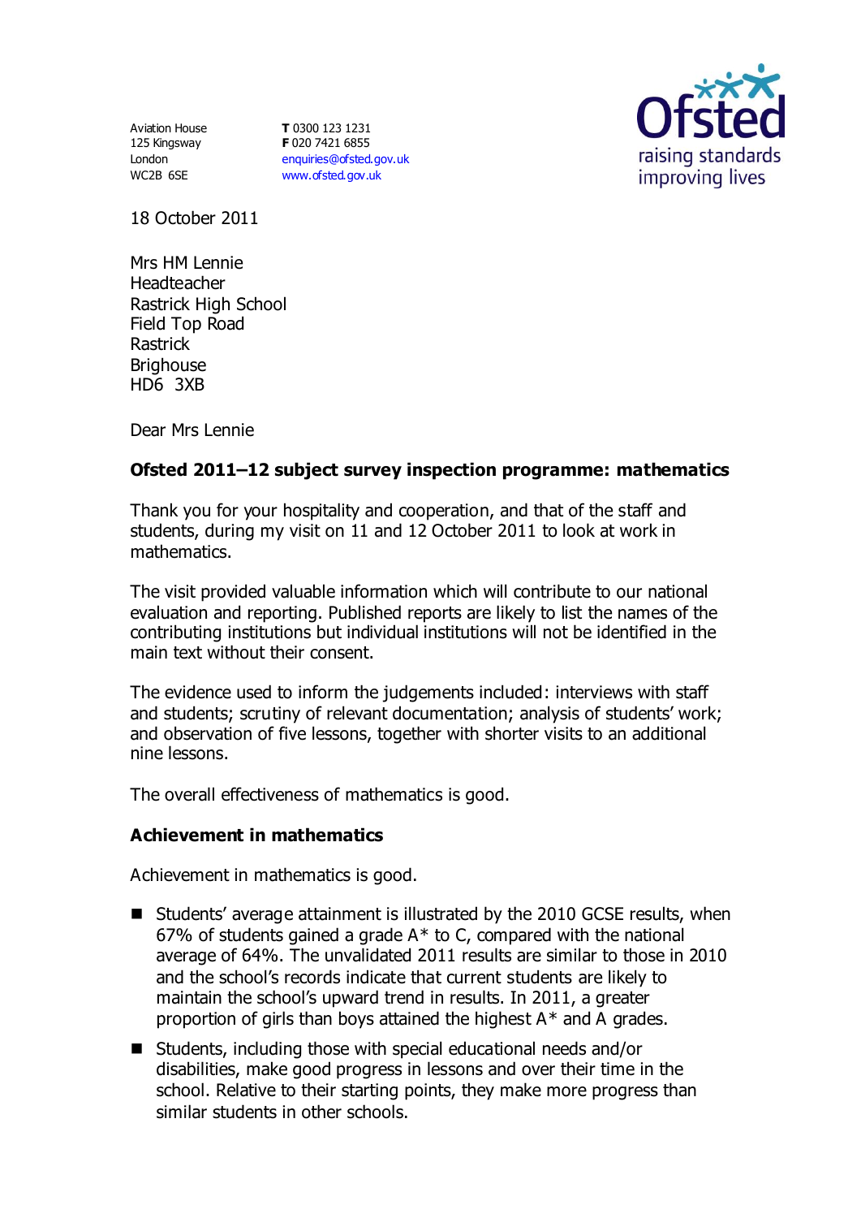Aviation House
125 Kingsway
London
WC2B 6SE

**T** 0300 123 1231
**F** 020 7421 6855
enquiries@ofsted.gov.uk
www.ofsted.gov.uk

18 October 2011

Mrs HM Lennie
Headteacher
Rastrick High School
Field Top Road
Rastrick
Brighouse
HD6 3XB

Dear Mrs Lennie

**Ofsted 2011–12 subject survey inspection programme: mathematics**

Thank you for your hospitality and cooperation, and that of the staff and students, during my visit on 11 and 12 October 2011 to look at work in mathematics.

The visit provided valuable information which will contribute to our national evaluation and reporting. Published reports are likely to list the names of the contributing institutions but individual institutions will not be identified in the main text without their consent.

The evidence used to inform the judgements included: interviews with staff and students; scrutiny of relevant documentation; analysis of students' work; and observation of five lessons, together with shorter visits to an additional nine lessons.

The overall effectiveness of mathematics is good.

**Achievement in mathematics**

Achievement in mathematics is good.

- Students' average attainment is illustrated by the 2010 GCSE results, when 67% of students gained a grade A* to C, compared with the national average of 64%. The unvalidated 2011 results are similar to those in 2010 and the school's records indicate that current students are likely to maintain the school's upward trend in results. In 2011, a greater proportion of girls than boys attained the highest A* and A grades.
- Students, including those with special educational needs and/or disabilities, make good progress in lessons and over their time in the school. Relative to their starting points, they make more progress than similar students in other schools.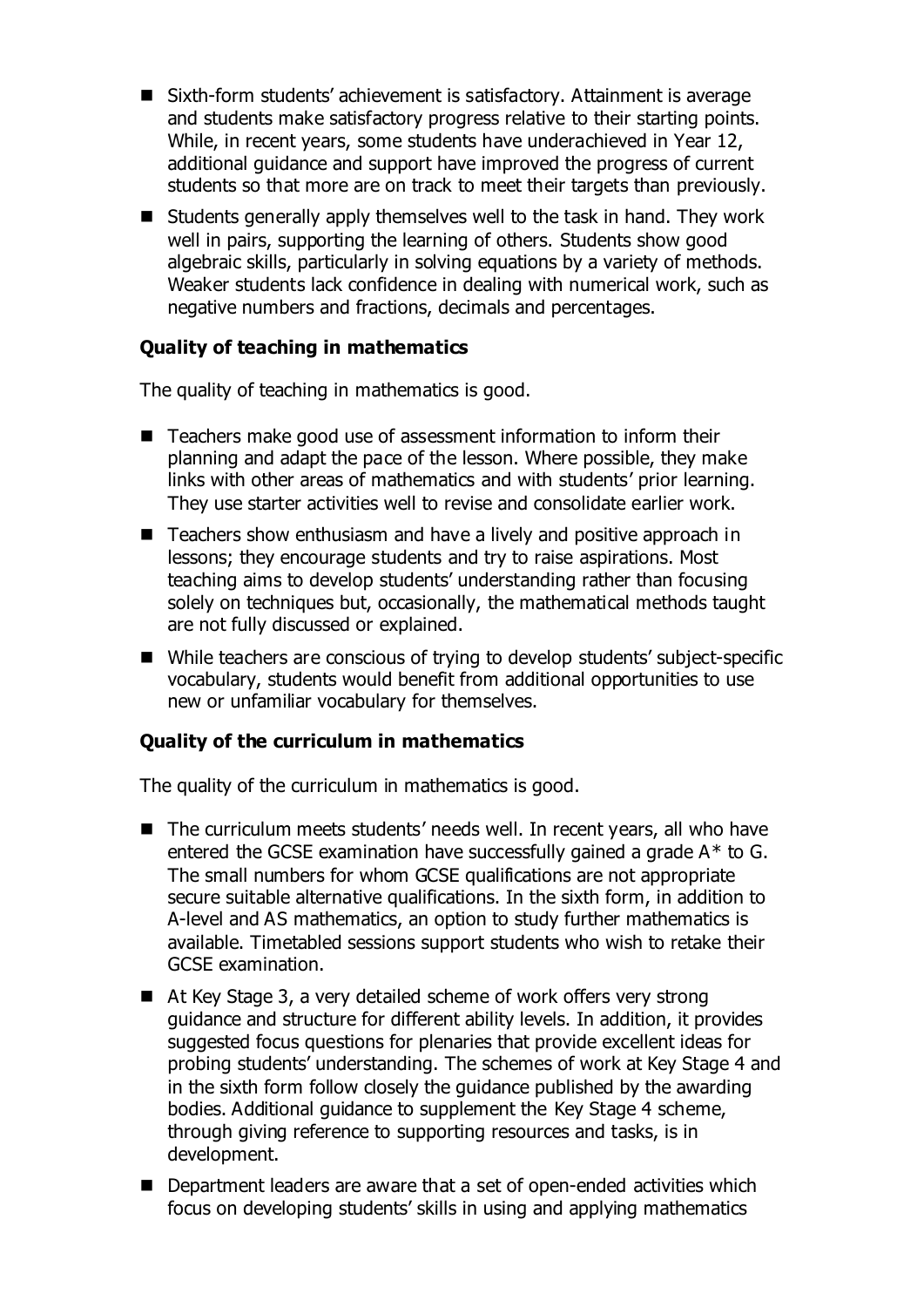- Sixth-form students' achievement is satisfactory. Attainment is average and students make satisfactory progress relative to their starting points. While, in recent years, some students have underachieved in Year 12, additional guidance and support have improved the progress of current students so that more are on track to meet their targets than previously.
- Students generally apply themselves well to the task in hand. They work well in pairs, supporting the learning of others. Students show good algebraic skills, particularly in solving equations by a variety of methods. Weaker students lack confidence in dealing with numerical work, such as negative numbers and fractions, decimals and percentages.

### Quality of teaching in mathematics

The quality of teaching in mathematics is good.

- Teachers make good use of assessment information to inform their planning and adapt the pace of the lesson. Where possible, they make links with other areas of mathematics and with students' prior learning. They use starter activities well to revise and consolidate earlier work.
- Teachers show enthusiasm and have a lively and positive approach in lessons; they encourage students and try to raise aspirations. Most teaching aims to develop students' understanding rather than focusing solely on techniques but, occasionally, the mathematical methods taught are not fully discussed or explained.
- While teachers are conscious of trying to develop students' subject-specific vocabulary, students would benefit from additional opportunities to use new or unfamiliar vocabulary for themselves.

### Quality of the curriculum in mathematics

The quality of the curriculum in mathematics is good.

- The curriculum meets students' needs well. In recent years, all who have entered the GCSE examination have successfully gained a grade A* to G. The small numbers for whom GCSE qualifications are not appropriate secure suitable alternative qualifications. In the sixth form, in addition to A-level and AS mathematics, an option to study further mathematics is available. Timetabled sessions support students who wish to retake their GCSE examination.
- At Key Stage 3, a very detailed scheme of work offers very strong guidance and structure for different ability levels. In addition, it provides suggested focus questions for plenaries that provide excellent ideas for probing students' understanding. The schemes of work at Key Stage 4 and in the sixth form follow closely the guidance published by the awarding bodies. Additional guidance to supplement the Key Stage 4 scheme, through giving reference to supporting resources and tasks, is in development.
- Department leaders are aware that a set of open-ended activities which focus on developing students' skills in using and applying mathematics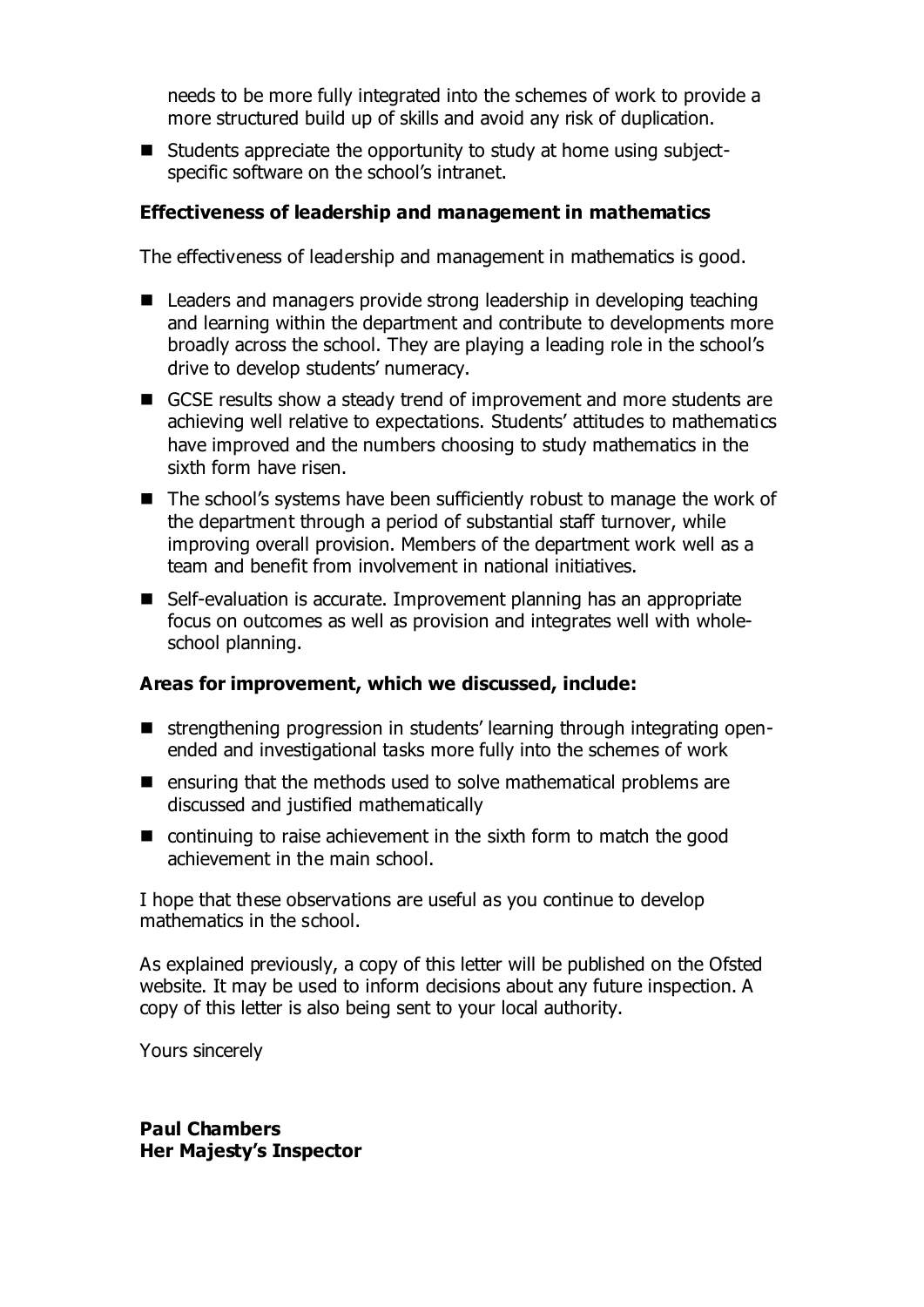needs to be more fully integrated into the schemes of work to provide a more structured build up of skills and avoid any risk of duplication.

- Students appreciate the opportunity to study at home using subject-specific software on the school's intranet.

**Effectiveness of leadership and management in mathematics**

The effectiveness of leadership and management in mathematics is good.

- Leaders and managers provide strong leadership in developing teaching and learning within the department and contribute to developments more broadly across the school. They are playing a leading role in the school's drive to develop students' numeracy.
- GCSE results show a steady trend of improvement and more students are achieving well relative to expectations. Students' attitudes to mathematics have improved and the numbers choosing to study mathematics in the sixth form have risen.
- The school's systems have been sufficiently robust to manage the work of the department through a period of substantial staff turnover, while improving overall provision. Members of the department work well as a team and benefit from involvement in national initiatives.
- Self-evaluation is accurate. Improvement planning has an appropriate focus on outcomes as well as provision and integrates well with whole-school planning.

**Areas for improvement, which we discussed, include:**

- strengthening progression in students' learning through integrating open-ended and investigational tasks more fully into the schemes of work
- ensuring that the methods used to solve mathematical problems are discussed and justified mathematically
- continuing to raise achievement in the sixth form to match the good achievement in the main school.

I hope that these observations are useful as you continue to develop mathematics in the school.

As explained previously, a copy of this letter will be published on the Ofsted website. It may be used to inform decisions about any future inspection. A copy of this letter is also being sent to your local authority.

Yours sincerely

**Paul Chambers**
**Her Majesty's Inspector**